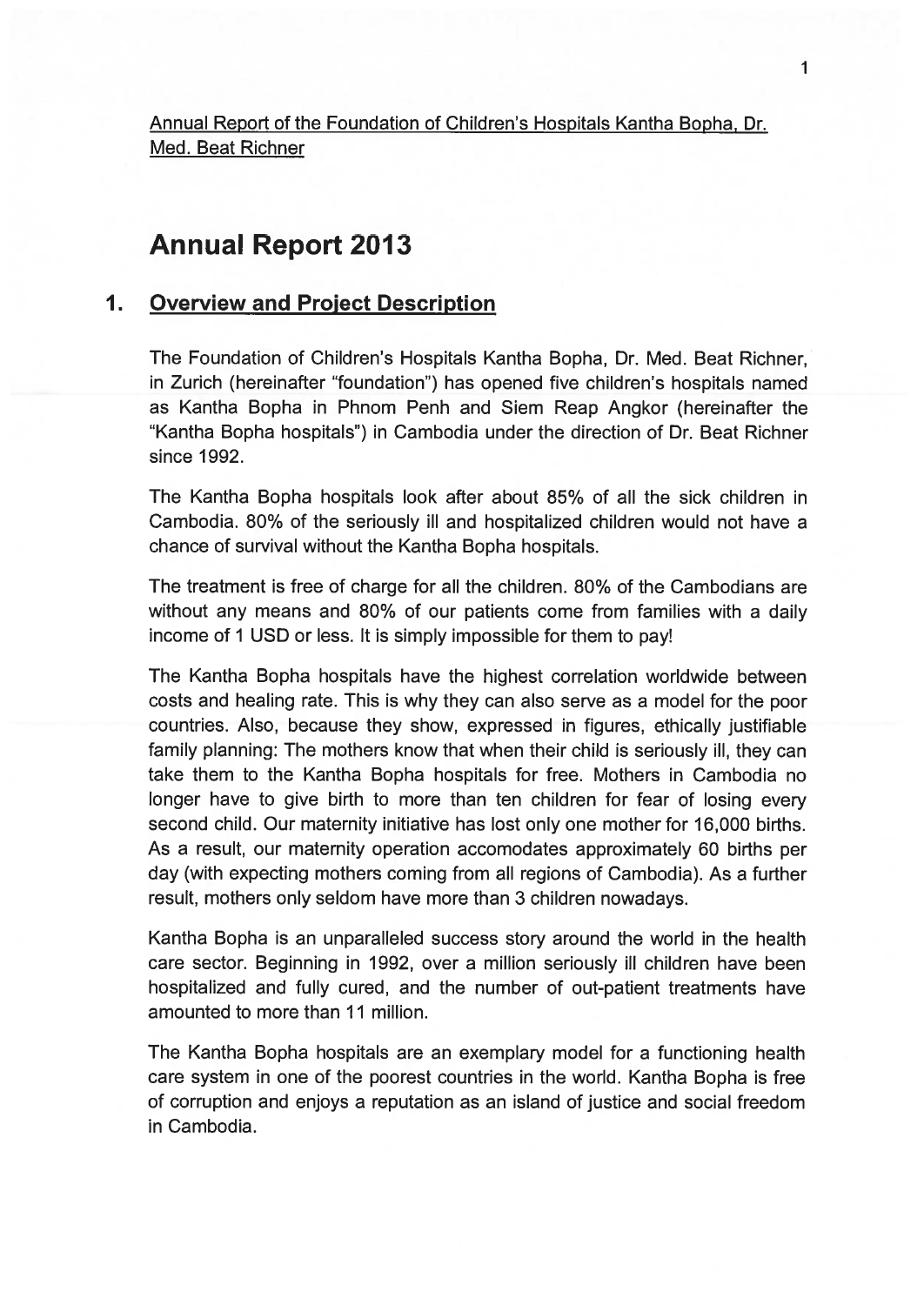Annual Report of the Foundation of Children's Hospitals Kantha Bopha, Dr. Med. Beat Richner

# Annual Report 2013

## 1. Overview and Project Description

The Foundation of Children's Hospitals Kantha Bopha, Dr. Med. Beat Richner, in Zurich (hereinafter "foundation") has opened five children's hospitals named as Kantha Bopha in Phnom Penh and Siem Reap Angkor (hereinafter the "Kantha Bopha hospitals") in Cambodia under the direction of Dr. Beat Richner since 1992.

The Kantha Bopha hospitals look after about 85% of all the sick children in Cambodia. 80% of the seriously ill and hospitalized children would not have a chance of survival without the Kantha Bopha hospitals.

The treatment is free of charge for all the children. 80% of the Cambodians are without any means and 80% of our patients come from families with a daily income of 1 USD or less. It is simply impossible for them to pay!

The Kantha Bopha hospitals have the highest correlation worldwide between costs and healing rate. This is why they can also serve as a model for the poor countries. Also, because they show, expressed in figures, ethically justifiable family planning: The mothers know that when their child is seriously ill, they can take them to the Kantha Bopha hospitals for free. Mothers in Cambodia no longer have to give birth to more than ten children for fear of losing every second child. Our maternity initiative has lost only one mother for 16,000 births. As a result, our maternity operation accomodates approximately 60 births per day (with expecting mothers coming from all regions of Cambodia). As a further result, mothers only seldom have more than 3 children nowadays.

Kantha Bopha is an unparalleled success story around the world in the health care sector. Beginning in 1992, over a million seriously ill children have been hospitalized and fully cured, and the number of out-patient treatments have amounted to more than 11 million.

The Kantha Bopha hospitals are an exemplary model for a functioning health care system in one of the poorest countries in the world. Kantha Bopha is free of corruption and enjoys a reputation as an island of justice and social freedom in Cambodia.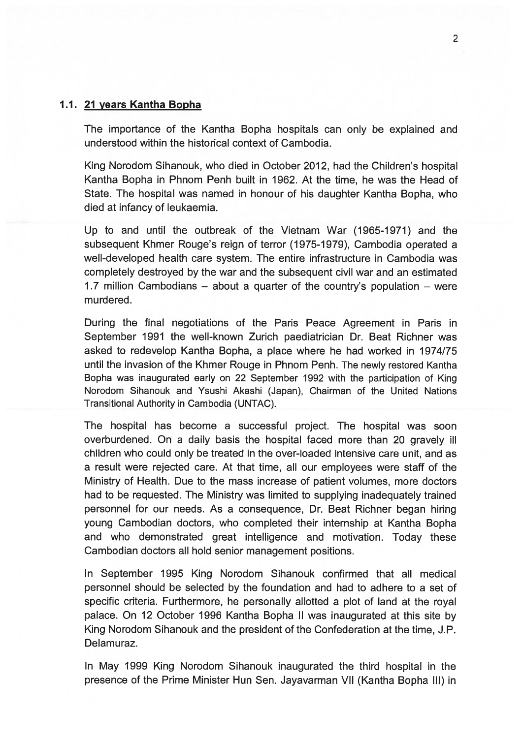### 1.1. <u>21 years Kantha Bopha</u>

The importance of the Kantha Bopha hospitals can only be explained and understood within the historical context of Cambodia.

King Norodom Sihanouk, who died in October 2012, had the Children's hospital Kantha Bopha in Phnom Penh built in 1962. At the time, he was the Head of State. The hospital was named in honour of his daughter Kantha Bopha, who died at infancy of leukaemia.

Up to and until the outbreak of the Vietnam War (1965-1971) and the subsequent Khmer Rouge's reign of terror (1975-1979), Cambodia operated a well-developed health care system. The entire infrastructure in Cambodia was completely destroyed by the war and the subsequent civil war and an estimated 1.7 million Cambodians – about a quarter of the country's population – were murdered.

During the final negotiations of the Paris Peace Agreement in Paris in September 1991 the well-known Zurich paediatrician Dr. Beat Richner was asked to redevelop Kantha Bopha, a place where he had worked in 1974/75 until the invasion of the Khmer Rouge in Phnom Penh. The newly restored Kantha Bopha was inaugurated early on 22 September 1992 with the participation of King Norodom Sihanouk and Ysushi Akashi (Japan), Chairman of the United Nations Transitional Authority in Cambodia (UNTAC).

The hospital has become a successful project. The hospital was soon overburdened. On a daily basis the hospital faced more than 20 gravely ill children who could only be treated in the over-loaded intensive care unit, and as a result were rejected care. At that time, all our employees were staff of the Ministry of Health. Due to the mass increase of patient volumes, more doctors had to be requested. The Ministry was limited to supplying inadequately trained personnel for our needs. As a consequence, Dr. Beat Richner began hiring young Cambodian doctors, who completed their internship at Kantha Bopha and who demonstrated great intelligence and motivation. Today these Cambodian doctors all hold senior management positions.

In September 1995 King Norodom Sihanouk confirmed that all medical personnel should be selected by the foundation and had to adhere to a set of specific criteria. Furthermore, he personally allotted a plot of land at the royal palace. On 12 October 1996 Kantha Bopha II was inaugurated at this site by King Norodom Sihanouk and the president of the Confederation at the time, J.P. Delamuraz.

In May 1999 King Norodom Sihanouk inaugurated the third hospital in the presence of the Prime Minister Hun Sen. Jayavarman VII (Kantha Bopha III) in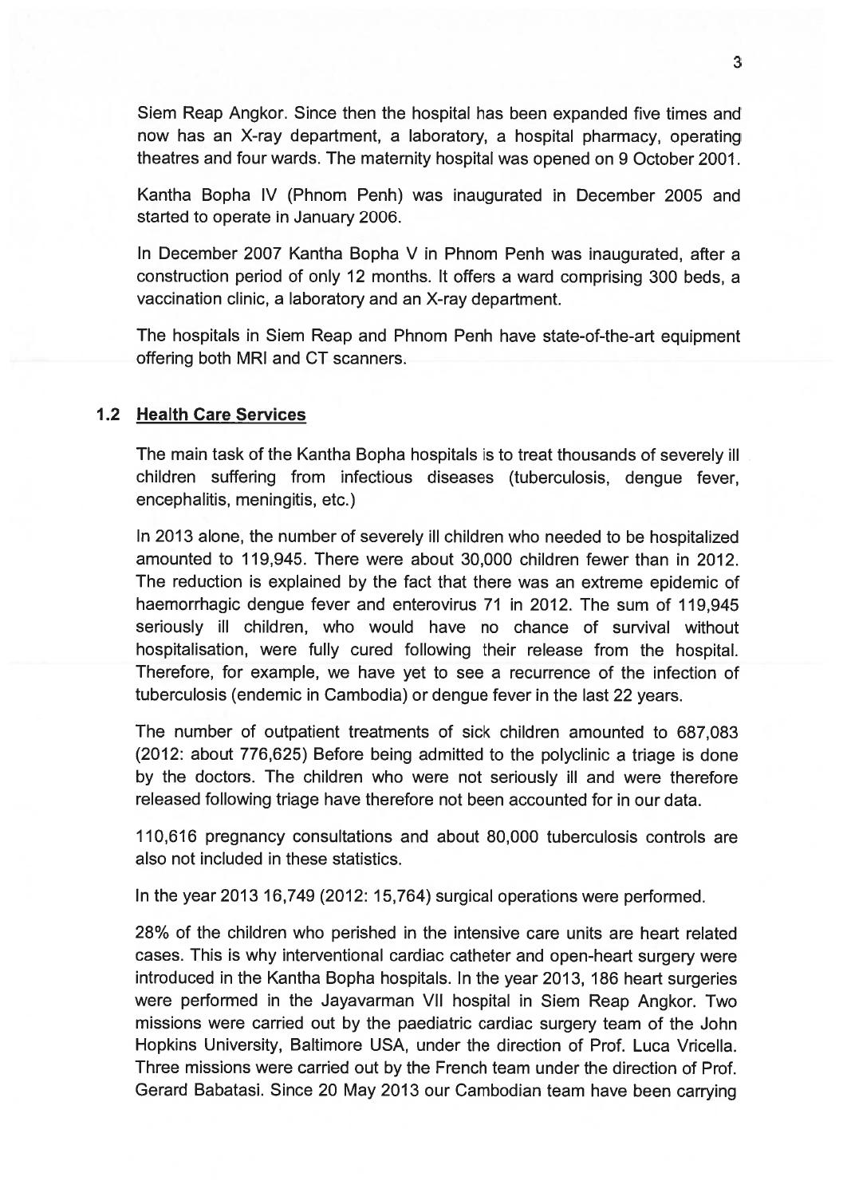Siem Reap Angkor. Since then the hospital has been expanded five times and now has an X-ray department, a laboratory, a hospital pharmacy, operating theatres and four wards. The maternity hospital was opened on 9 October 2001.

Kantha Bopha IV (Phnom Penh) was inaugurated in December 2005 and started to operate in January 2006.

In December 2007 Kantha Bopha V in Phnom Penh was inaugurated, after a construction period of only 12 months. It offers a ward comprising 300 beds, a vaccination clinic, a laboratory and an X-ray department.

The hospitals in Siem Reap and Phnom Penh have state-of-the-art equipment offering both MRI and CT scanners.

## 1.2 Health Care Services

The main task of the Kantha Bopha hospitals is to treat thousands of severely ill children suffering from infectious diseases (tuberculosis, dengue fever, encephalitis, meningitis, etc.)

In 2013 alone, the number of severely ill children who needed to be hospitalized amounted to 119,945. There were about 30,000 children fewer than in 2012. The reduction is explained by the fact that there was an extreme epidemic of haemorrhagic dengue fever and enterovirus 71 in 2012. The sum of 119,945 seriously ill children, who would have no chance of survival without hospitalisation, were fully cured following their release from the hospital. Therefore, for example, we have yet to see a recurrence of the infection of tuberculosis (endemic in Cambodia) or dengue fever in the last 22 years.

The number of outpatient treatments of sick children amounted to 687,083 (2012: about 776,625) Before being admitted to the polyclinic a triage is done by the doctors. The children who were not seriously ill and were therefore released following triage have therefore not been accounted for in our data.

110,616 pregnancy consultations and about 80,000 tuberculosis controls are also not included in these statistics.

In the year 2013 16,749 (2012: 15,764) surgical operations were performed.

28% of the children who perished in the intensive care units are heart related cases. This is why interventional cardiac catheter and open-heart surgery were introduced in the Kantha Bopha hospitals. In the year 2013, 186 heart surgeries were performed in the Jayavarman VII hospital in Siem Reap Angkor. Two missions were carried out by the paediatric cardiac surgery team of the John Hopkins University, Baltimore USA, under the direction of Prof. Luca Vricella. Three missions were carried out by the French team under the direction of Prof. Gerard Babatasi. Since 20 May 2013 our Cambodian team have been carrying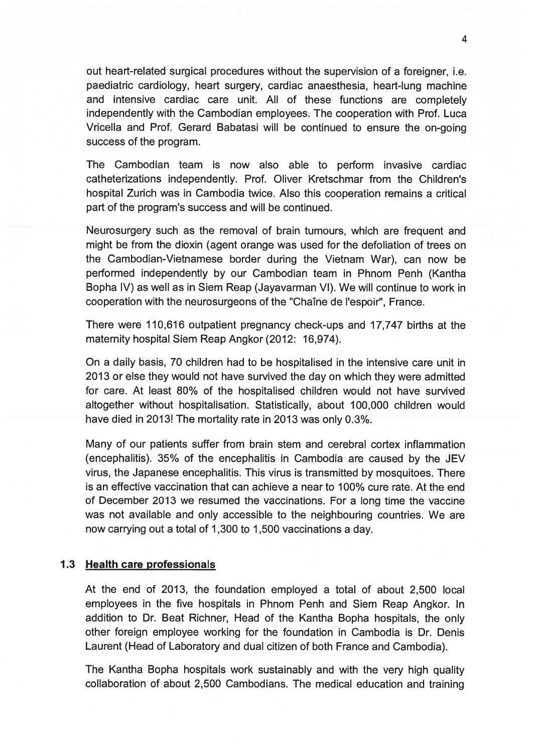out heart-related surgical procedures without the supervision of a foreigner, i.e. paediatric cardiology, heart surgery, cardiac anaesthesia, heart-lung machine and intensive cardiac care unit. All of these functions are completely independently with the Cambodian employees. The cooperation with Prof. Luca Vricella and Prof. Gerard Babatasi will be continued to ensure the on-going success of the program.

The Cambodian team is now also able to perform invasive cardiac catheterizations independently. Prof. Oliver Kretschmar from the Children's hospital Zurich was in Cambodia twice. Also this cooperation remains a critical part of the program's success and will be continued.

Neurosurgery such as the removal of brain tumours, which are frequent and might be from the dioxin (agent orange was used for the defoliation of trees on the Cambodian-Vietnamese border during the Vietnam War), can now be performed independently by our Cambodian team in Phnom Penh (Kantha Bopha IV) as well as in Siem Reap (Jayavarman VI). We will continue to work in cooperation with the neurosurgeons of the "Chaîne de l'espoir", France.

There were 110,616 outpatient pregnancy check-ups and 17,747 births at the maternity hospital Siem Reap Angkor (2012: 16,974).

On a daily basis, 70 children had to be hospitalised in the intensive care unit in 2013 or else they would not have survived the day on which they were admitted for care. At least 80% of the hospitalised children would not have survived altogether without hospitalisation. Statistically, about 100,000 children would have died in 2013! The mortality rate in 2013 was only 0.3%.

Many of our patients suffer from brain stem and cerebral cortex inflammation (encephalitis). 35% of the encephalitis in Cambodia are caused by the JEV virus, the Japanese encephalitis. This virus is transmitted by mosquitoes. There is an effective vaccination that can achieve a near to 100% cure rate. At the end of December 2013 we resumed the vaccinations. For a long time the vaccine was not available and only accessible to the neighbouring countries. We are now carrying out a total of 1,300 to 1,500 vaccinations a day.

### 1.3 Health care professionals

At the end of 2013, the foundation employed a total of about 2,500 local employees in the five hospitals in Phnom Penh and Siem Reap Angkor. In addition to Dr. Beat Richner, Head of the Kantha Bopha hospitals, the only other foreign employee working for the foundation in Cambodia is Dr. Denis Laurent (Head of Laboratory and dual citizen of both France and Cambodia).

The Kantha Bopha hospitals work sustainably and with the very high quality collaboration of about 2,500 Cambodians. The medical education and training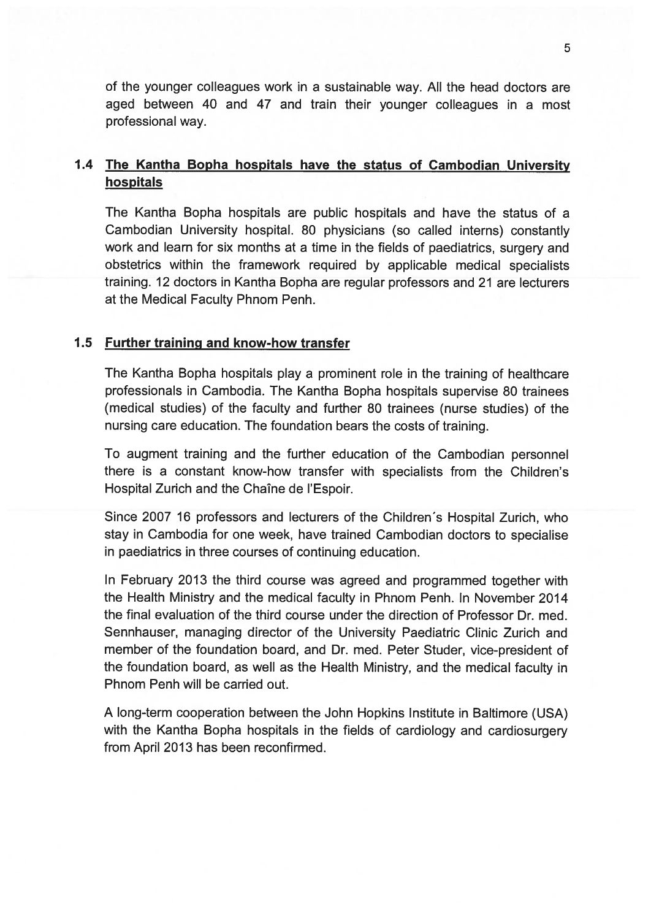of the younger colleagues work in a sustainable way. All the head doctors are aged between 40 and 47 and train their younger colleagues in a most professional way.

### 1.4 The Kantha Bopha hospitals have the status of Cambodian University hospitals

The Kantha Bopha hospitals are public hospitals and have the status of a Cambodian University hospital. 80 physicians (so called interns) constantly work and learn for six months at a time in the fields of paediatrics, surgery and obstetrics within the framework required by applicable medical specialists training. 12 doctors in Kantha Bopha are regular professors and 21 are lecturers at the Medical Faculty Phnom Penh.

### 1.5 Further training and know-how transfer

The Kantha Bopha hospitals play a prominent role in the training of healthcare professionals in Cambodia. The Kantha Bopha hospitals supervise 80 trainees (medical studies) of the faculty and further 80 trainees (nurse studies) of the nursing care education. The foundation bears the costs of training.

To augment training and the further education of the Cambodian personnel there is a constant know-how transfer with specialists from the Children's Hospital Zurich and the Chaîne de l'Espoir.

Since 2007 16 professors and lecturers of the Children´s Hospital Zurich, who stay in Cambodia for one week, have trained Cambodian doctors to specialise in paediatrics in three courses of continuing education.

In February 2013 the third course was agreed and programmed together with the Health Ministry and the medical faculty in Phnom Penh. In November 2014 the final evaluation of the third course under the direction of Professor Dr. med. Sennhauser, managing director of the University Paediatric Clinic Zurich and member of the foundation board, and Dr. med. Peter Studer, vice-president of the foundation board, as well as the Health Ministry, and the medical faculty in Phnom Penh will be carried out.

A long-term cooperation between the John Hopkins Institute in Baltimore (USA) with the Kantha Bopha hospitals in the fields of cardiology and cardiosurgery from April 2013 has been reconfirmed.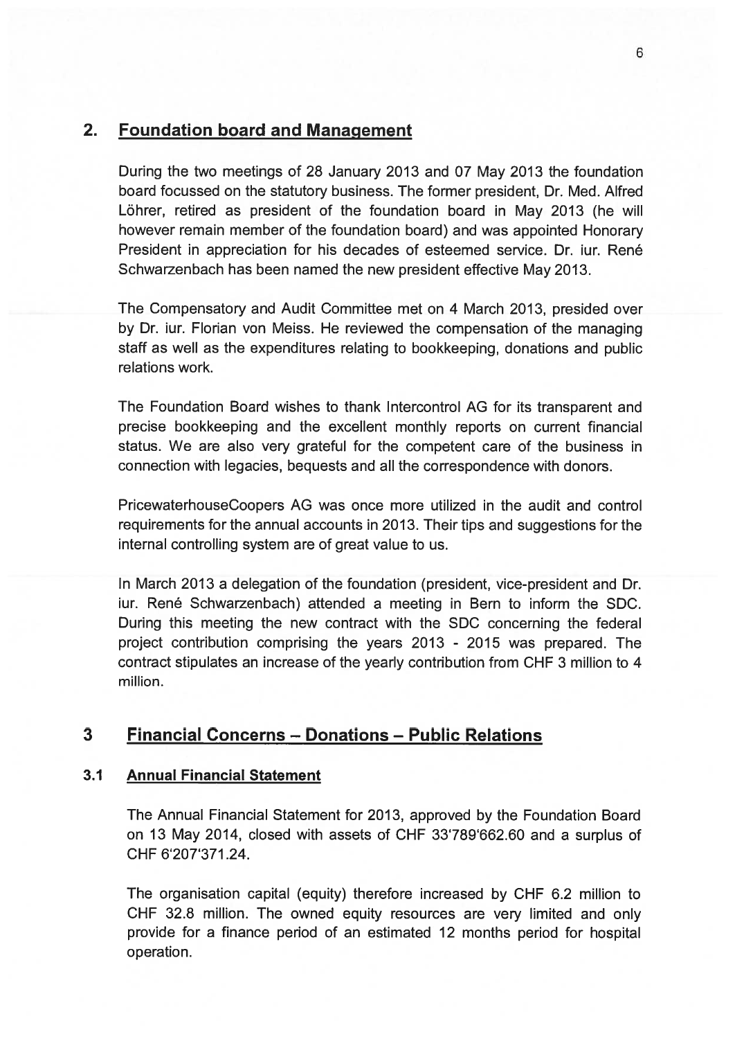## 2. Foundation board and Management

During the two meetings of 28 January 2013 and 07 May 2013 the foundation board focussed on the statutory business. The former president, Dr. Med. Alfred Löhrer, retired as president of the foundation board in May 2013 (he will however remain member of the foundation board) and was appointed Honorary President in appreciation for his decades of esteemed service. Dr. iur. René Schwarzenbach has been named the new president effective May 2013.

The Compensatory and Audit Committee met on 4 March 2013, presided over by Dr. iur. Florian von Meiss. He reviewed the compensation of the managing staff as well as the expenditures relating to bookkeeping, donations and public relations work.

The Foundation Board wishes to thank Intercontrol AG for its transparent and precise bookkeeping and the excellent monthly reports on current financial status. We are also very grateful for the competent care of the business in connection with legacies, bequests and all the correspondence with donors.

PricewaterhouseCoopers AG was once more utilized in the audit and control requirements for the annual accounts in 2013. Their tips and suggestions for the internal controlling system are of great value to us.

In March 2013 a delegation of the foundation (president, vice-president and Dr. iur. René Schwarzenbach) attended a meeting in Bern to inform the SDC. During this meeting the new contract with the SDC concerning the federal project contribution comprising the years 2013 - 2015 was prepared. The contract stipulates an increase of the yearly contribution from CHF 3 million to 4 million.

## 3 Financial Concerns – Donations – Public Relations

### 3.1 Annual Financial Statement

The Annual Financial Statement for 2013, approved by the Foundation Board on 13 May 2014, closed with assets of CHF 33'789'662.60 and a surplus of CHF 6'207'371.24.

The organisation capital (equity) therefore increased by CHF 6.2 million to CHF 32.8 million. The owned equity resources are very limited and only provide for a finance period of an estimated 12 months period for hospital operation.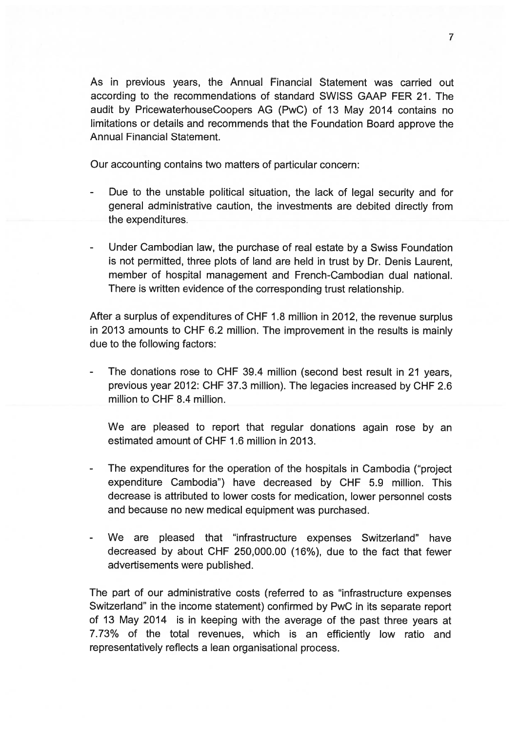As in previous years, the Annual Financial Statement was carried out according to the recommendations of standard SWISS GAAP FER 21. The audit by PricewaterhouseCoopers AG (PwC) of 13 May 2014 contains no limitations or details and recommends that the Foundation Board approve the Annual Financial Statement.

Our accounting contains two matters of particular concern:

- Due to the unstable political situation, the lack of legal security and for general administrative caution, the investments are debited directly from the expenditures.

- Under Cambodian law, the purchase of real estate by a Swiss Foundation is not permitted, three plots of land are held in trust by Dr. Denis Laurent, member of hospital management and French-Cambodian dual national. There is written evidence of the corresponding trust relationship.

After a surplus of expenditures of CHF 1.8 million in 2012, the revenue surplus in 2013 amounts to CHF 6.2 million. The improvement in the results is mainly due to the following factors:

- The donations rose to CHF 39.4 million (second best result in 21 years, previous year 2012: CHF 37.3 million). The legacies increased by CHF 2.6 million to CHF 8.4 million.

  We are pleased to report that regular donations again rose by an estimated amount of CHF 1.6 million in 2013.

- The expenditures for the operation of the hospitals in Cambodia ("project expenditure Cambodia") have decreased by CHF 5.9 million. This decrease is attributed to lower costs for medication, lower personnel costs and because no new medical equipment was purchased.

- We are pleased that "infrastructure expenses Switzerland" have decreased by about CHF 250,000.00 (16%), due to the fact that fewer advertisements were published.

The part of our administrative costs (referred to as "infrastructure expenses Switzerland" in the income statement) confirmed by PwC in its separate report of 13 May 2014 is in keeping with the average of the past three years at 7.73% of the total revenues, which is an efficiently low ratio and representatively reflects a lean organisational process.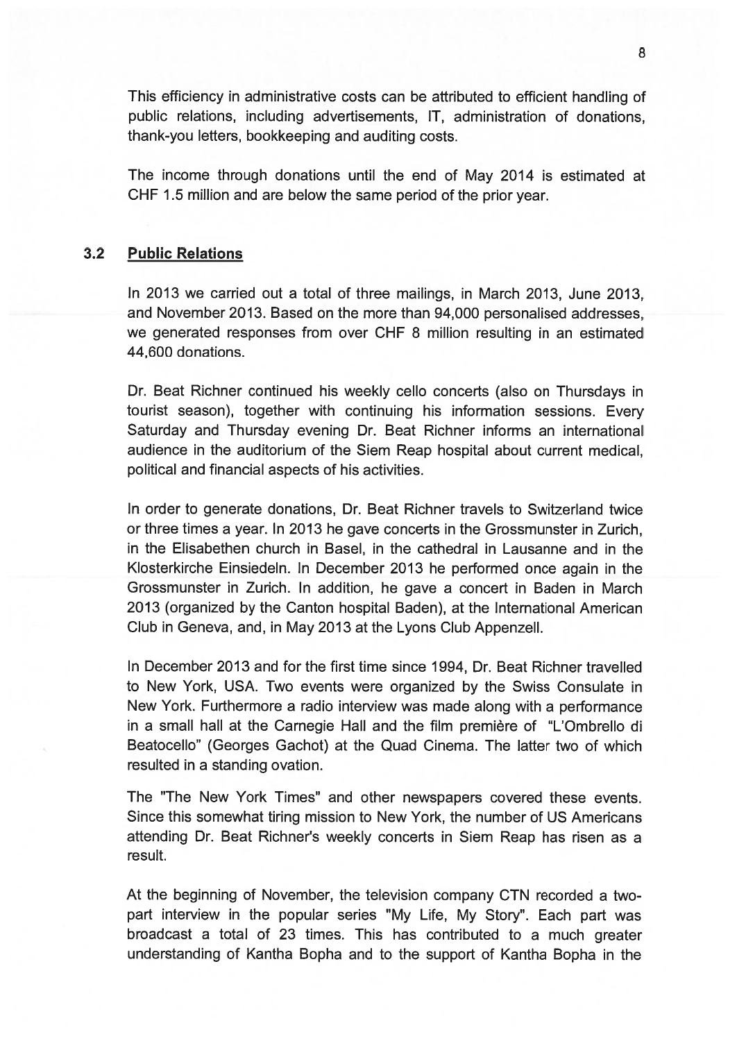This efficiency in administrative costs can be attributed to efficient handling of public relations, including advertisements, IT, administration of donations, thank-you letters, bookkeeping and auditing costs.

The income through donations until the end of May 2014 is estimated at CHF 1.5 million and are below the same period of the prior year.

### 3.2 Public Relations

In 2013 we carried out a total of three mailings, in March 2013, June 2013, and November 2013. Based on the more than 94,000 personalised addresses, we generated responses from over CHF 8 million resulting in an estimated 44,600 donations.

Dr. Beat Richner continued his weekly cello concerts (also on Thursdays in tourist season), together with continuing his information sessions. Every Saturday and Thursday evening Dr. Beat Richner informs an international audience in the auditorium of the Siem Reap hospital about current medical, political and financial aspects of his activities.

In order to generate donations, Dr. Beat Richner travels to Switzerland twice or three times a year. In 2013 he gave concerts in the Grossmunster in Zurich, in the Elisabethen church in Basel, in the cathedral in Lausanne and in the Klosterkirche Einsiedeln. In December 2013 he performed once again in the Grossmunster in Zurich. In addition, he gave a concert in Baden in March 2013 (organized by the Canton hospital Baden), at the International American Club in Geneva, and, in May 2013 at the Lyons Club Appenzell.

In December 2013 and for the first time since 1994, Dr. Beat Richner travelled to New York, USA. Two events were organized by the Swiss Consulate in New York. Furthermore a radio interview was made along with a performance in a small hall at the Carnegie Hall and the film première of "L'Ombrello di Beatocello" (Georges Gachot) at the Quad Cinema. The latter two of which resulted in a standing ovation.

The "The New York Times" and other newspapers covered these events. Since this somewhat tiring mission to New York, the number of US Americans attending Dr. Beat Richner's weekly concerts in Siem Reap has risen as a result.

At the beginning of November, the television company CTN recorded a two-part interview in the popular series "My Life, My Story". Each part was broadcast a total of 23 times. This has contributed to a much greater understanding of Kantha Bopha and to the support of Kantha Bopha in the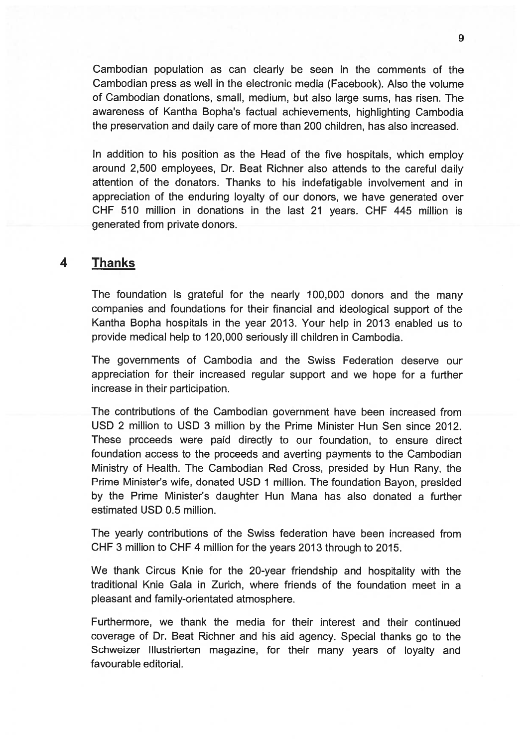Cambodian population as can clearly be seen in the comments of the Cambodian press as well in the electronic media (Facebook). Also the volume of Cambodian donations, small, medium, but also large sums, has risen. The awareness of Kantha Bopha's factual achievements, highlighting Cambodia the preservation and daily care of more than 200 children, has also increased.

In addition to his position as the Head of the five hospitals, which employ around 2,500 employees, Dr. Beat Richner also attends to the careful daily attention of the donators. Thanks to his indefatigable involvement and in appreciation of the enduring loyalty of our donors, we have generated over CHF 510 million in donations in the last 21 years. CHF 445 million is generated from private donors.

## 4 Thanks

The foundation is grateful for the nearly 100,000 donors and the many companies and foundations for their financial and ideological support of the Kantha Bopha hospitals in the year 2013. Your help in 2013 enabled us to provide medical help to 120,000 seriously ill children in Cambodia.

The governments of Cambodia and the Swiss Federation deserve our appreciation for their increased regular support and we hope for a further increase in their participation.

The contributions of the Cambodian government have been increased from USD 2 million to USD 3 million by the Prime Minister Hun Sen since 2012. These proceeds were paid directly to our foundation, to ensure direct foundation access to the proceeds and averting payments to the Cambodian Ministry of Health. The Cambodian Red Cross, presided by Hun Rany, the Prime Minister's wife, donated USD 1 million. The foundation Bayon, presided by the Prime Minister's daughter Hun Mana has also donated a further estimated USD 0.5 million.

The yearly contributions of the Swiss federation have been increased from CHF 3 million to CHF 4 million for the years 2013 through to 2015.

We thank Circus Knie for the 20-year friendship and hospitality with the traditional Knie Gala in Zurich, where friends of the foundation meet in a pleasant and family-orientated atmosphere.

Furthermore, we thank the media for their interest and their continued coverage of Dr. Beat Richner and his aid agency. Special thanks go to the Schweizer Illustrierten magazine, for their many years of loyalty and favourable editorial.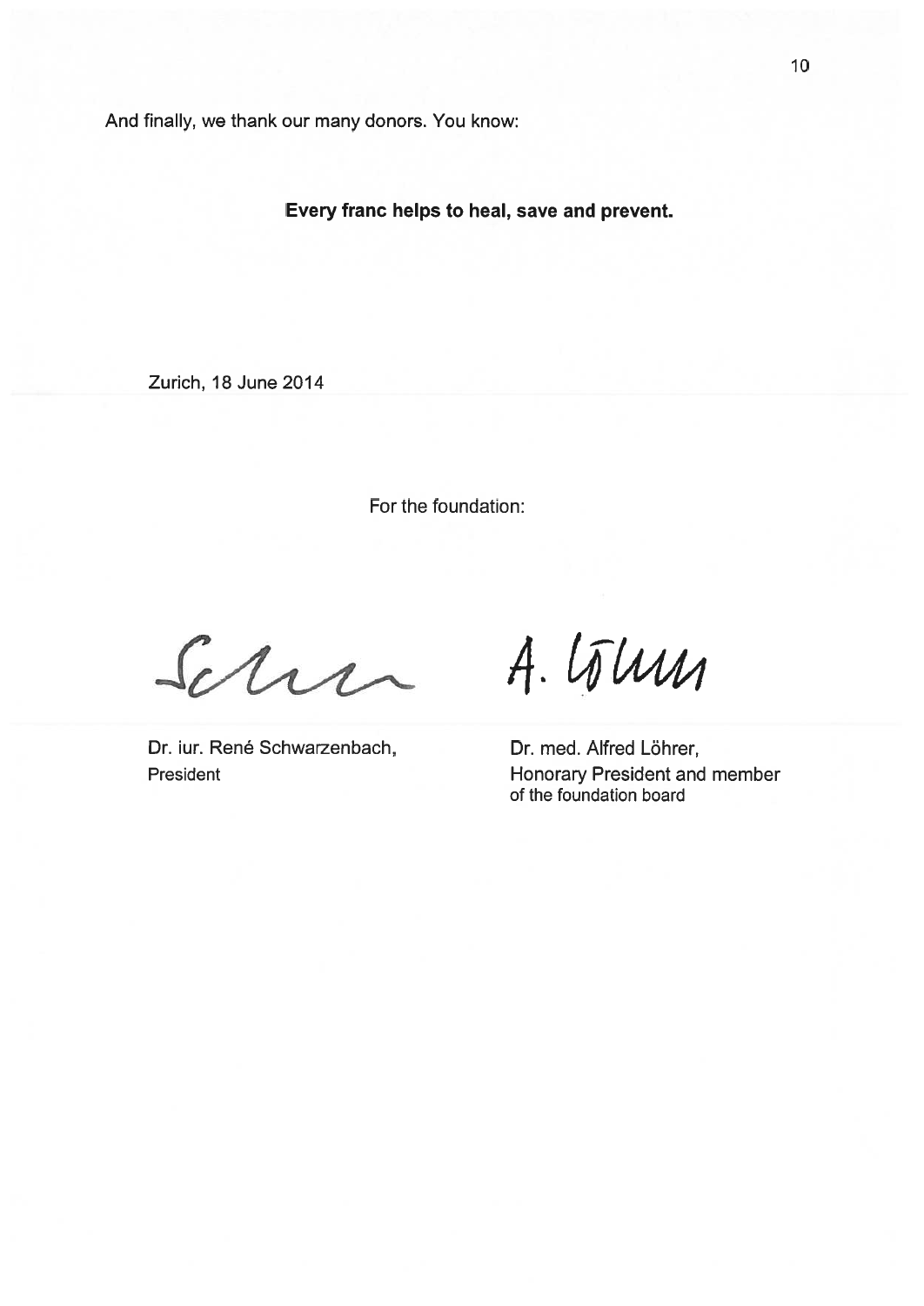And finally, we thank our many donors. You know:

**Every franc helps to heal, save and prevent.**

Zurich, 18 June 2014

For the foundation:

Dr. iur. René Schwarzenbach,
President

Dr. med. Alfred Löhrer,
Honorary President and member
of the foundation board